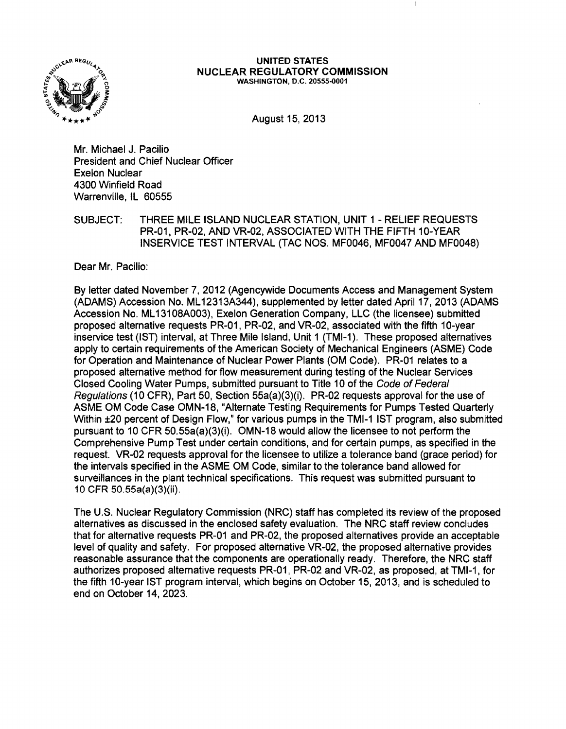**UNITED STATES**
**NUCLEAR REGULATORY COMMISSION**
WASHINGTON, D.C. 20555-0001

August 15, 2013

Mr. Michael J. Pacilio
President and Chief Nuclear Officer
Exelon Nuclear
4300 Winfield Road
Warrenville, IL 60555

SUBJECT: THREE MILE ISLAND NUCLEAR STATION, UNIT 1 - RELIEF REQUESTS PR-01, PR-02, AND VR-02, ASSOCIATED WITH THE FIFTH 10-YEAR INSERVICE TEST INTERVAL (TAC NOS. MF0046, MF0047 AND MF0048)

Dear Mr. Pacilio:

By letter dated November 7, 2012 (Agencywide Documents Access and Management System (ADAMS) Accession No. ML12313A344), supplemented by letter dated April 17, 2013 (ADAMS Accession No. ML13108A003), Exelon Generation Company, LLC (the licensee) submitted proposed alternative requests PR-01, PR-02, and VR-02, associated with the fifth 10-year inservice test (IST) interval, at Three Mile Island, Unit 1 (TMI-1). These proposed alternatives apply to certain requirements of the American Society of Mechanical Engineers (ASME) Code for Operation and Maintenance of Nuclear Power Plants (OM Code). PR-01 relates to a proposed alternative method for flow measurement during testing of the Nuclear Services Closed Cooling Water Pumps, submitted pursuant to Title 10 of the *Code of Federal Regulations* (10 CFR), Part 50, Section 55a(a)(3)(i). PR-02 requests approval for the use of ASME OM Code Case OMN-18, "Alternate Testing Requirements for Pumps Tested Quarterly Within ±20 percent of Design Flow," for various pumps in the TMI-1 IST program, also submitted pursuant to 10 CFR 50.55a(a)(3)(i). OMN-18 would allow the licensee to not perform the Comprehensive Pump Test under certain conditions, and for certain pumps, as specified in the request. VR-02 requests approval for the licensee to utilize a tolerance band (grace period) for the intervals specified in the ASME OM Code, similar to the tolerance band allowed for surveillances in the plant technical specifications. This request was submitted pursuant to 10 CFR 50.55a(a)(3)(ii).

The U.S. Nuclear Regulatory Commission (NRC) staff has completed its review of the proposed alternatives as discussed in the enclosed safety evaluation. The NRC staff review concludes that for alternative requests PR-01 and PR-02, the proposed alternatives provide an acceptable level of quality and safety. For proposed alternative VR-02, the proposed alternative provides reasonable assurance that the components are operationally ready. Therefore, the NRC staff authorizes proposed alternative requests PR-01, PR-02 and VR-02, as proposed, at TMI-1, for the fifth 10-year IST program interval, which begins on October 15, 2013, and is scheduled to end on October 14, 2023.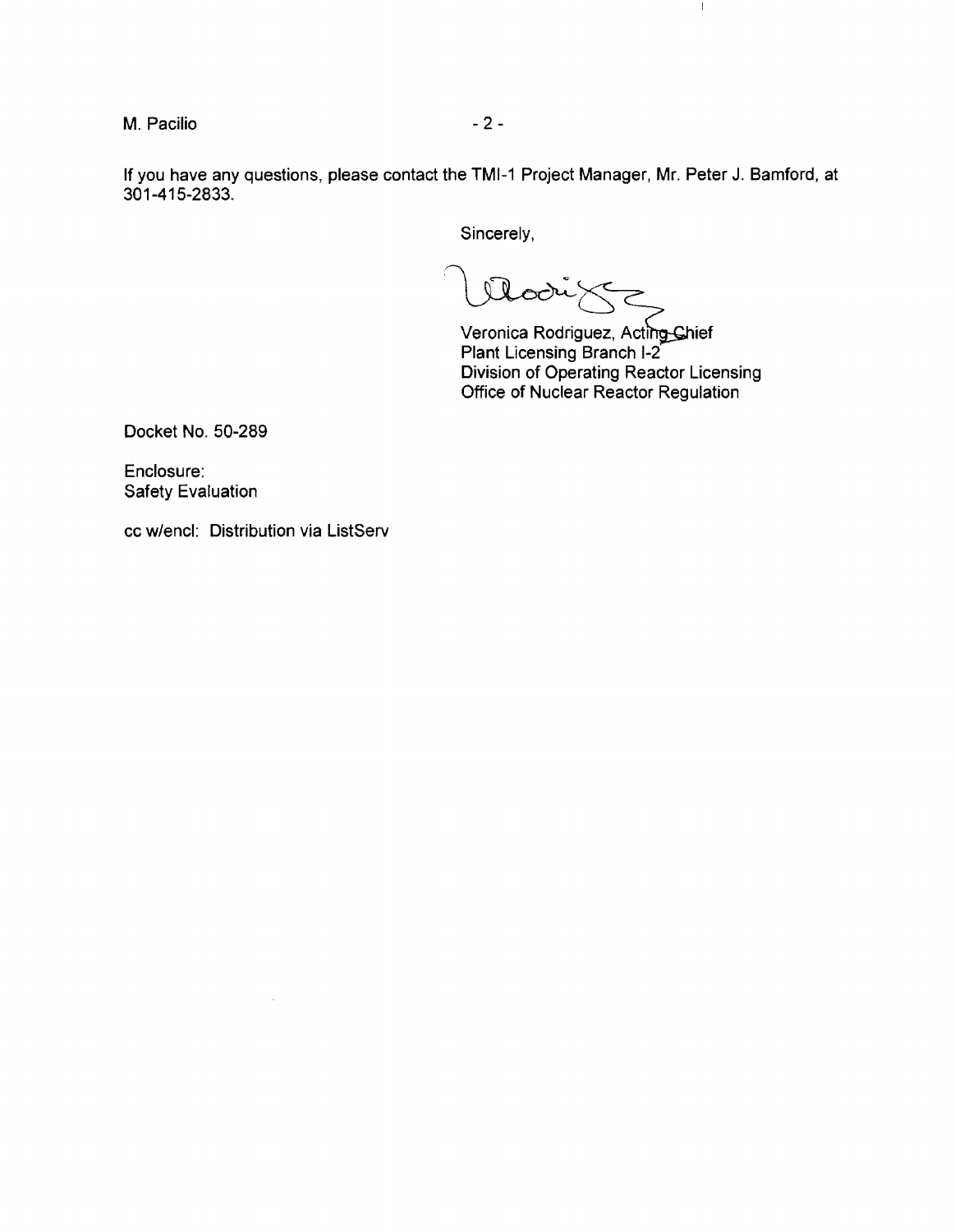If you have any questions, please contact the TMI-1 Project Manager, Mr. Peter J. Bamford, at 301-415-2833.

Sincerely,

Veronica Rodriguez, Acting Chief
Plant Licensing Branch I-2
Division of Operating Reactor Licensing
Office of Nuclear Reactor Regulation

Docket No. 50-289

Enclosure:
Safety Evaluation

cc w/encl: Distribution via ListServ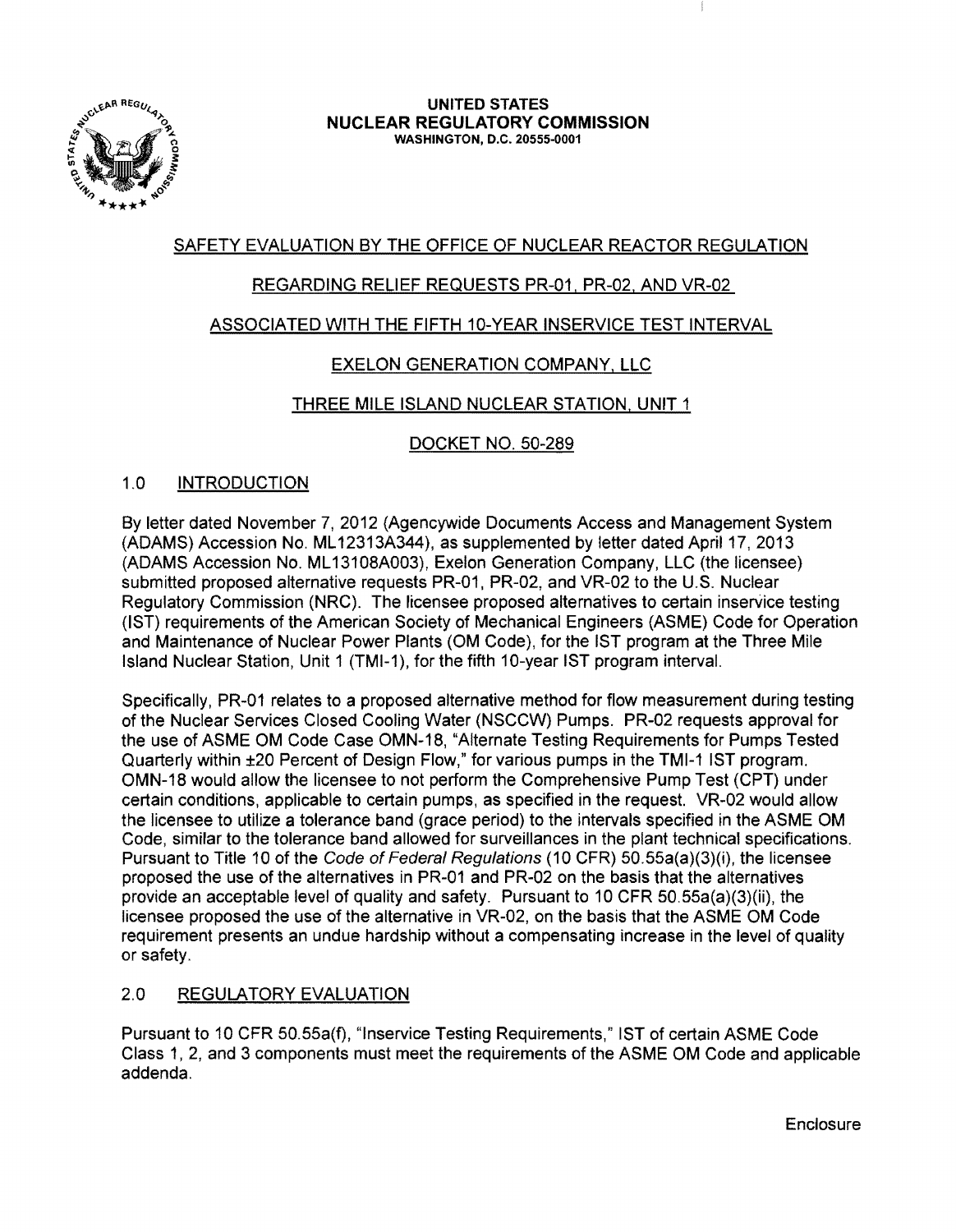UNITED STATES
NUCLEAR REGULATORY COMMISSION
WASHINGTON, D.C. 20555-0001

SAFETY EVALUATION BY THE OFFICE OF NUCLEAR REACTOR REGULATION

REGARDING RELIEF REQUESTS PR-01, PR-02, AND VR-02

ASSOCIATED WITH THE FIFTH 10-YEAR INSERVICE TEST INTERVAL

EXELON GENERATION COMPANY, LLC

THREE MILE ISLAND NUCLEAR STATION, UNIT 1

DOCKET NO. 50-289

## 1.0 INTRODUCTION

By letter dated November 7, 2012 (Agencywide Documents Access and Management System (ADAMS) Accession No. ML12313A344), as supplemented by letter dated April 17, 2013 (ADAMS Accession No. ML13108A003), Exelon Generation Company, LLC (the licensee) submitted proposed alternative requests PR-01, PR-02, and VR-02 to the U.S. Nuclear Regulatory Commission (NRC). The licensee proposed alternatives to certain inservice testing (IST) requirements of the American Society of Mechanical Engineers (ASME) Code for Operation and Maintenance of Nuclear Power Plants (OM Code), for the IST program at the Three Mile Island Nuclear Station, Unit 1 (TMI-1), for the fifth 10-year IST program interval.

Specifically, PR-01 relates to a proposed alternative method for flow measurement during testing of the Nuclear Services Closed Cooling Water (NSCCW) Pumps. PR-02 requests approval for the use of ASME OM Code Case OMN-18, "Alternate Testing Requirements for Pumps Tested Quarterly within ±20 Percent of Design Flow," for various pumps in the TMI-1 IST program. OMN-18 would allow the licensee to not perform the Comprehensive Pump Test (CPT) under certain conditions, applicable to certain pumps, as specified in the request. VR-02 would allow the licensee to utilize a tolerance band (grace period) to the intervals specified in the ASME OM Code, similar to the tolerance band allowed for surveillances in the plant technical specifications. Pursuant to Title 10 of the *Code of Federal Regulations* (10 CFR) 50.55a(a)(3)(i), the licensee proposed the use of the alternatives in PR-01 and PR-02 on the basis that the alternatives provide an acceptable level of quality and safety. Pursuant to 10 CFR 50.55a(a)(3)(ii), the licensee proposed the use of the alternative in VR-02, on the basis that the ASME OM Code requirement presents an undue hardship without a compensating increase in the level of quality or safety.

## 2.0 REGULATORY EVALUATION

Pursuant to 10 CFR 50.55a(f), "Inservice Testing Requirements," IST of certain ASME Code Class 1, 2, and 3 components must meet the requirements of the ASME OM Code and applicable addenda.

Enclosure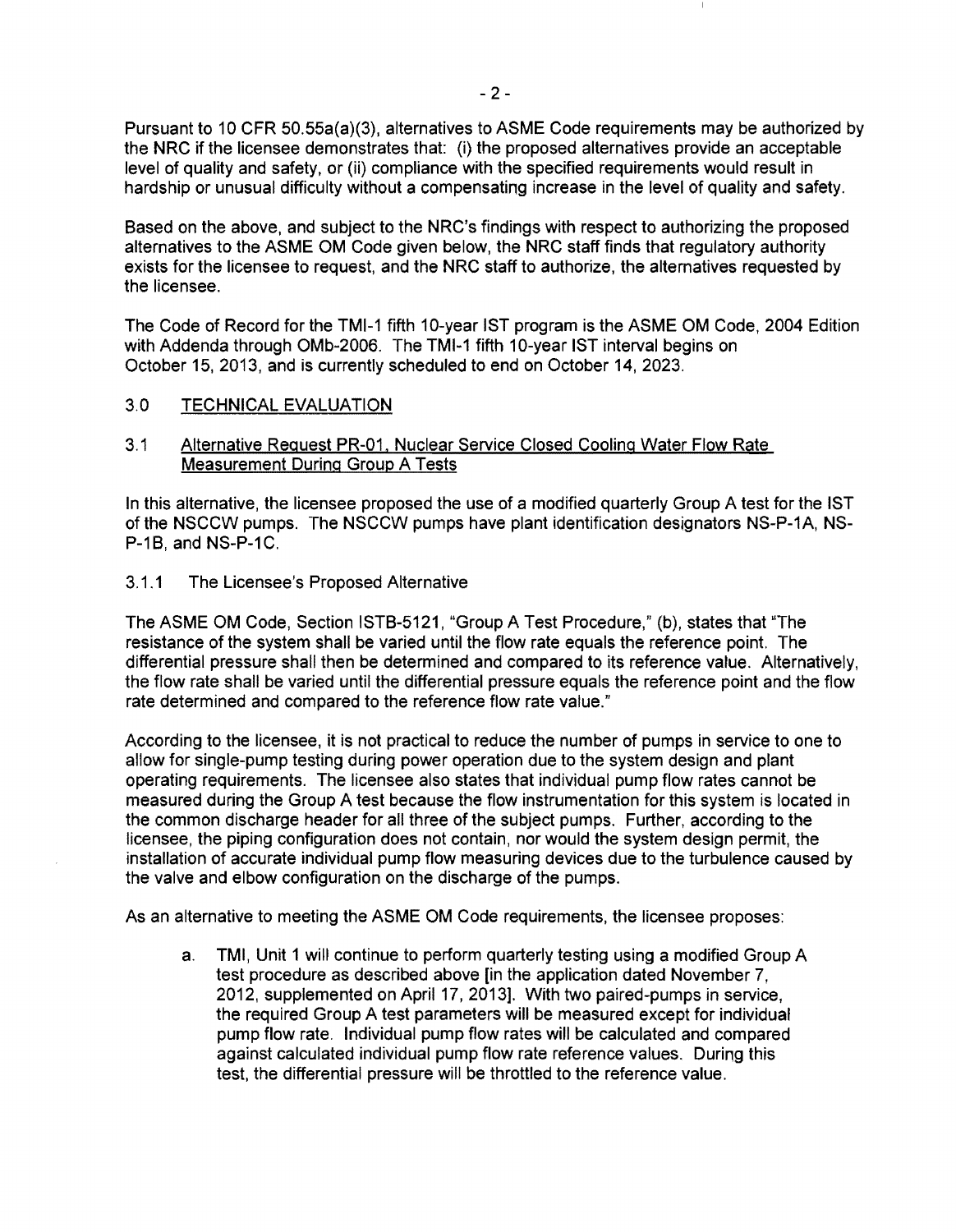Pursuant to 10 CFR 50.55a(a)(3), alternatives to ASME Code requirements may be authorized by the NRC if the licensee demonstrates that: (i) the proposed alternatives provide an acceptable level of quality and safety, or (ii) compliance with the specified requirements would result in hardship or unusual difficulty without a compensating increase in the level of quality and safety.

Based on the above, and subject to the NRC's findings with respect to authorizing the proposed alternatives to the ASME OM Code given below, the NRC staff finds that regulatory authority exists for the licensee to request, and the NRC staff to authorize, the alternatives requested by the licensee.

The Code of Record for the TMI-1 fifth 10-year IST program is the ASME OM Code, 2004 Edition with Addenda through OMb-2006. The TMI-1 fifth 10-year IST interval begins on October 15, 2013, and is currently scheduled to end on October 14, 2023.

## 3.0 TECHNICAL EVALUATION

### 3.1 Alternative Request PR-01, Nuclear Service Closed Cooling Water Flow Rate Measurement During Group A Tests

In this alternative, the licensee proposed the use of a modified quarterly Group A test for the IST of the NSCCW pumps. The NSCCW pumps have plant identification designators NS-P-1A, NS-P-1B, and NS-P-1C.

#### 3.1.1 The Licensee's Proposed Alternative

The ASME OM Code, Section ISTB-5121, "Group A Test Procedure," (b), states that "The resistance of the system shall be varied until the flow rate equals the reference point. The differential pressure shall then be determined and compared to its reference value. Alternatively, the flow rate shall be varied until the differential pressure equals the reference point and the flow rate determined and compared to the reference flow rate value."

According to the licensee, it is not practical to reduce the number of pumps in service to one to allow for single-pump testing during power operation due to the system design and plant operating requirements. The licensee also states that individual pump flow rates cannot be measured during the Group A test because the flow instrumentation for this system is located in the common discharge header for all three of the subject pumps. Further, according to the licensee, the piping configuration does not contain, nor would the system design permit, the installation of accurate individual pump flow measuring devices due to the turbulence caused by the valve and elbow configuration on the discharge of the pumps.

As an alternative to meeting the ASME OM Code requirements, the licensee proposes:

a. TMI, Unit 1 will continue to perform quarterly testing using a modified Group A test procedure as described above [in the application dated November 7, 2012, supplemented on April 17, 2013]. With two paired-pumps in service, the required Group A test parameters will be measured except for individual pump flow rate. Individual pump flow rates will be calculated and compared against calculated individual pump flow rate reference values. During this test, the differential pressure will be throttled to the reference value.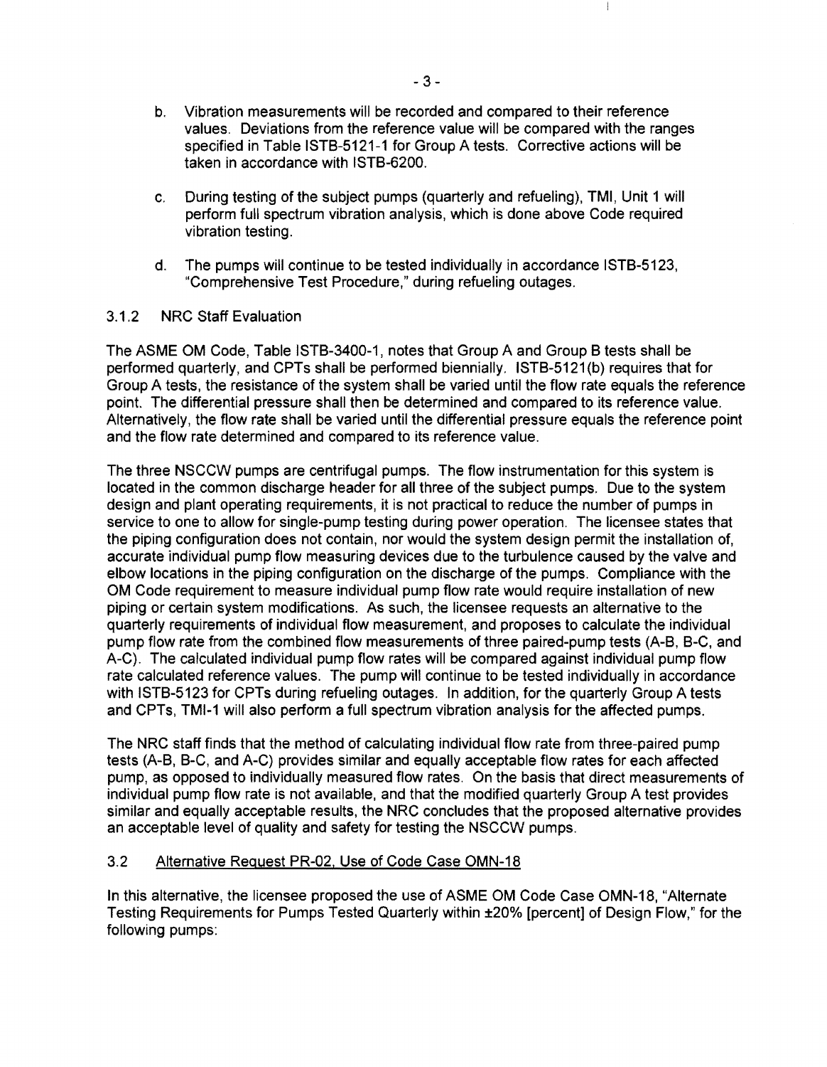b. Vibration measurements will be recorded and compared to their reference values. Deviations from the reference value will be compared with the ranges specified in Table ISTB-5121-1 for Group A tests. Corrective actions will be taken in accordance with ISTB-6200.

c. During testing of the subject pumps (quarterly and refueling), TMI, Unit 1 will perform full spectrum vibration analysis, which is done above Code required vibration testing.

d. The pumps will continue to be tested individually in accordance ISTB-5123, "Comprehensive Test Procedure," during refueling outages.

### 3.1.2 NRC Staff Evaluation

The ASME OM Code, Table ISTB-3400-1, notes that Group A and Group B tests shall be performed quarterly, and CPTs shall be performed biennially. ISTB-5121(b) requires that for Group A tests, the resistance of the system shall be varied until the flow rate equals the reference point. The differential pressure shall then be determined and compared to its reference value. Alternatively, the flow rate shall be varied until the differential pressure equals the reference point and the flow rate determined and compared to its reference value.

The three NSCCW pumps are centrifugal pumps. The flow instrumentation for this system is located in the common discharge header for all three of the subject pumps. Due to the system design and plant operating requirements, it is not practical to reduce the number of pumps in service to one to allow for single-pump testing during power operation. The licensee states that the piping configuration does not contain, nor would the system design permit the installation of, accurate individual pump flow measuring devices due to the turbulence caused by the valve and elbow locations in the piping configuration on the discharge of the pumps. Compliance with the OM Code requirement to measure individual pump flow rate would require installation of new piping or certain system modifications. As such, the licensee requests an alternative to the quarterly requirements of individual flow measurement, and proposes to calculate the individual pump flow rate from the combined flow measurements of three paired-pump tests (A-B, B-C, and A-C). The calculated individual pump flow rates will be compared against individual pump flow rate calculated reference values. The pump will continue to be tested individually in accordance with ISTB-5123 for CPTs during refueling outages. In addition, for the quarterly Group A tests and CPTs, TMI-1 will also perform a full spectrum vibration analysis for the affected pumps.

The NRC staff finds that the method of calculating individual flow rate from three-paired pump tests (A-B, B-C, and A-C) provides similar and equally acceptable flow rates for each affected pump, as opposed to individually measured flow rates. On the basis that direct measurements of individual pump flow rate is not available, and that the modified quarterly Group A test provides similar and equally acceptable results, the NRC concludes that the proposed alternative provides an acceptable level of quality and safety for testing the NSCCW pumps.

### 3.2 Alternative Request PR-02, Use of Code Case OMN-18

In this alternative, the licensee proposed the use of ASME OM Code Case OMN-18, "Alternate Testing Requirements for Pumps Tested Quarterly within ±20% [percent] of Design Flow," for the following pumps: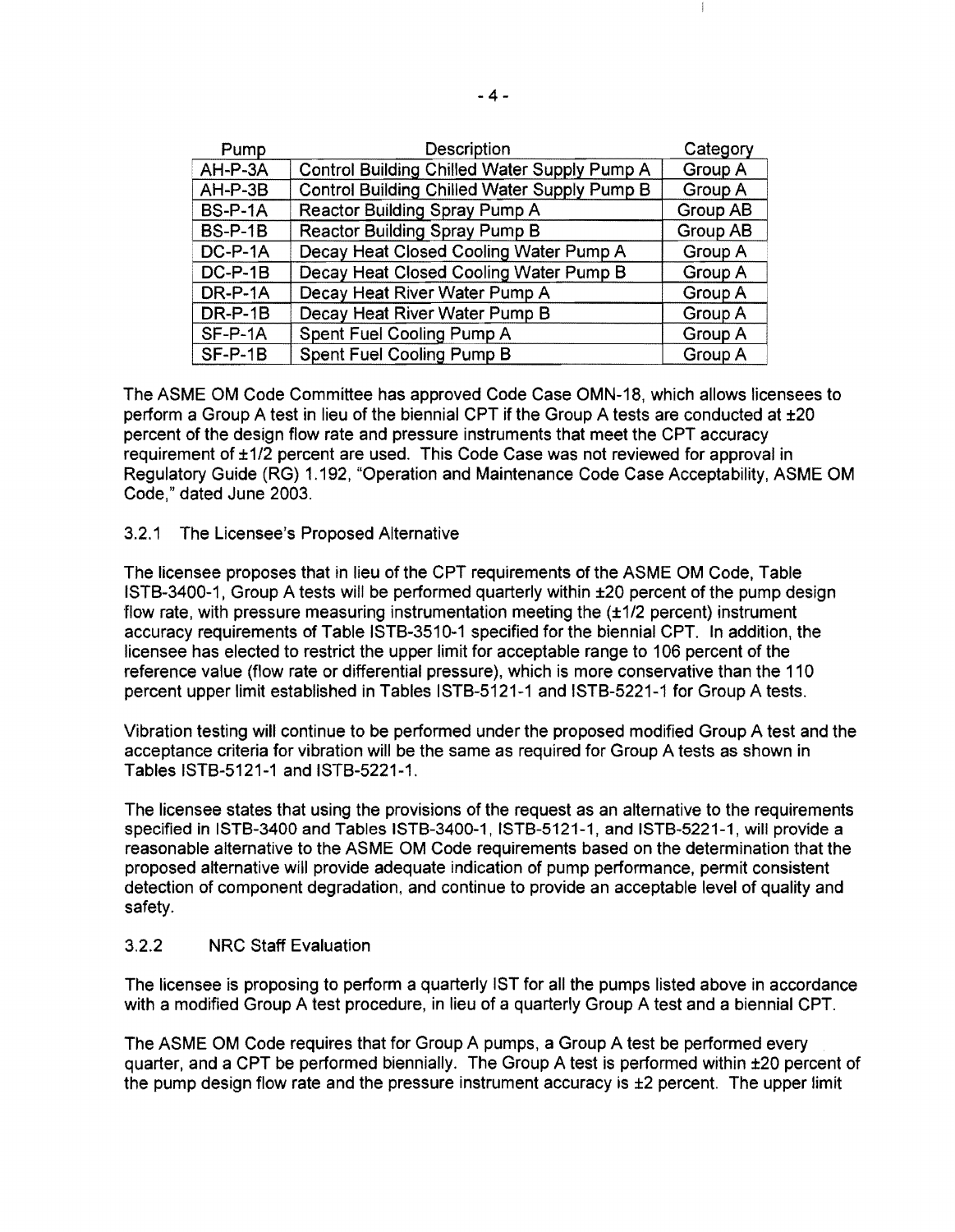| Pump | Description | Category |
|---|---|---|
| AH-P-3A | Control Building Chilled Water Supply Pump A | Group A |
| AH-P-3B | Control Building Chilled Water Supply Pump B | Group A |
| BS-P-1A | Reactor Building Spray Pump A | Group AB |
| BS-P-1B | Reactor Building Spray Pump B | Group AB |
| DC-P-1A | Decay Heat Closed Cooling Water Pump A | Group A |
| DC-P-1B | Decay Heat Closed Cooling Water Pump B | Group A |
| DR-P-1A | Decay Heat River Water Pump A | Group A |
| DR-P-1B | Decay Heat River Water Pump B | Group A |
| SF-P-1A | Spent Fuel Cooling Pump A | Group A |
| SF-P-1B | Spent Fuel Cooling Pump B | Group A |

The ASME OM Code Committee has approved Code Case OMN-18, which allows licensees to perform a Group A test in lieu of the biennial CPT if the Group A tests are conducted at ±20 percent of the design flow rate and pressure instruments that meet the CPT accuracy requirement of ±1/2 percent are used. This Code Case was not reviewed for approval in Regulatory Guide (RG) 1.192, "Operation and Maintenance Code Case Acceptability, ASME OM Code," dated June 2003.

### 3.2.1 The Licensee's Proposed Alternative

The licensee proposes that in lieu of the CPT requirements of the ASME OM Code, Table ISTB-3400-1, Group A tests will be performed quarterly within ±20 percent of the pump design flow rate, with pressure measuring instrumentation meeting the (±1/2 percent) instrument accuracy requirements of Table ISTB-3510-1 specified for the biennial CPT. In addition, the licensee has elected to restrict the upper limit for acceptable range to 106 percent of the reference value (flow rate or differential pressure), which is more conservative than the 110 percent upper limit established in Tables ISTB-5121-1 and ISTB-5221-1 for Group A tests.

Vibration testing will continue to be performed under the proposed modified Group A test and the acceptance criteria for vibration will be the same as required for Group A tests as shown in Tables ISTB-5121-1 and ISTB-5221-1.

The licensee states that using the provisions of the request as an alternative to the requirements specified in ISTB-3400 and Tables ISTB-3400-1, ISTB-5121-1, and ISTB-5221-1, will provide a reasonable alternative to the ASME OM Code requirements based on the determination that the proposed alternative will provide adequate indication of pump performance, permit consistent detection of component degradation, and continue to provide an acceptable level of quality and safety.

### 3.2.2 NRC Staff Evaluation

The licensee is proposing to perform a quarterly IST for all the pumps listed above in accordance with a modified Group A test procedure, in lieu of a quarterly Group A test and a biennial CPT.

The ASME OM Code requires that for Group A pumps, a Group A test be performed every quarter, and a CPT be performed biennially. The Group A test is performed within ±20 percent of the pump design flow rate and the pressure instrument accuracy is ±2 percent. The upper limit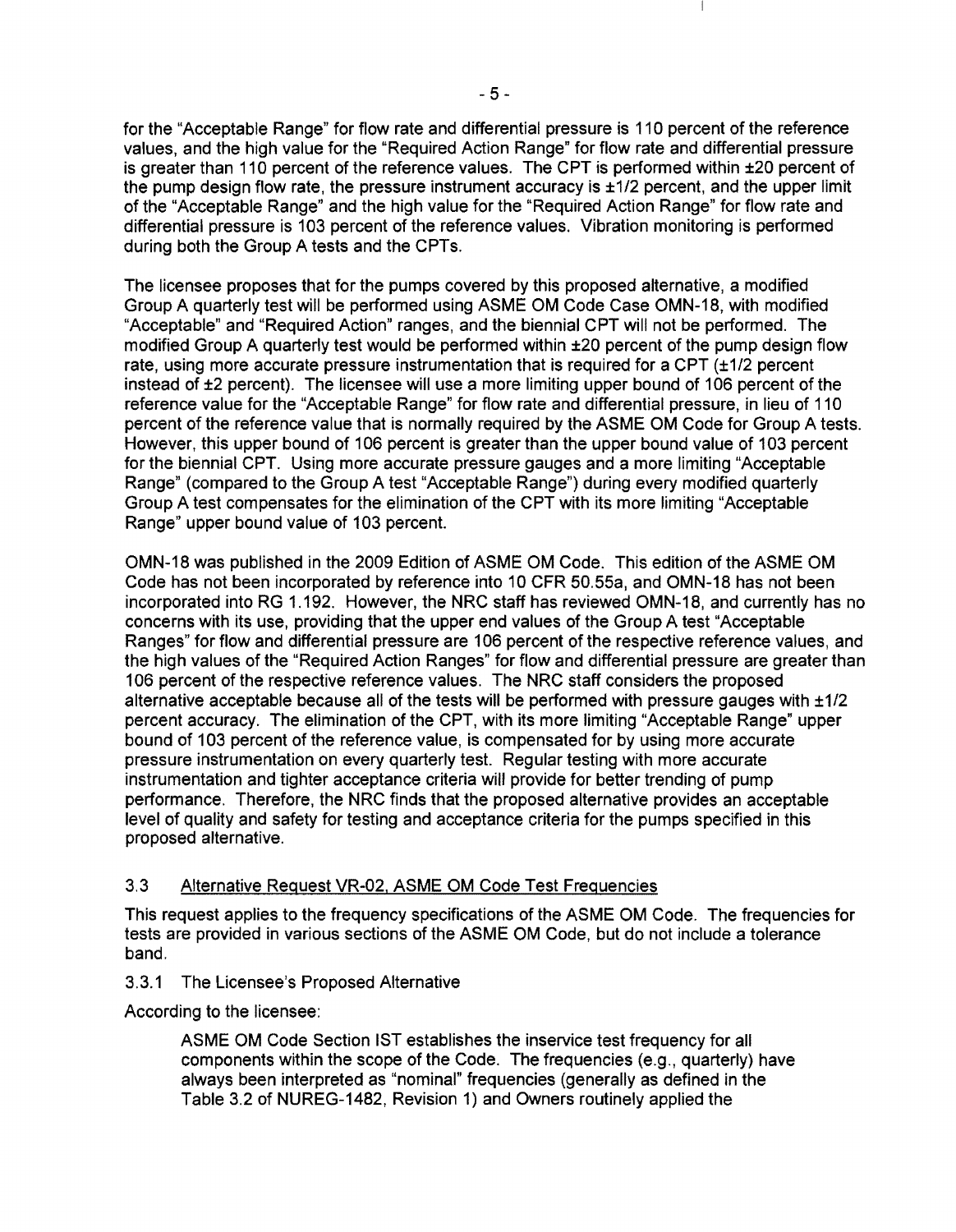for the "Acceptable Range" for flow rate and differential pressure is 110 percent of the reference values, and the high value for the "Required Action Range" for flow rate and differential pressure is greater than 110 percent of the reference values. The CPT is performed within ±20 percent of the pump design flow rate, the pressure instrument accuracy is ±1/2 percent, and the upper limit of the "Acceptable Range" and the high value for the "Required Action Range" for flow rate and differential pressure is 103 percent of the reference values. Vibration monitoring is performed during both the Group A tests and the CPTs.

The licensee proposes that for the pumps covered by this proposed alternative, a modified Group A quarterly test will be performed using ASME OM Code Case OMN-18, with modified "Acceptable" and "Required Action" ranges, and the biennial CPT will not be performed. The modified Group A quarterly test would be performed within ±20 percent of the pump design flow rate, using more accurate pressure instrumentation that is required for a CPT (±1/2 percent instead of ±2 percent). The licensee will use a more limiting upper bound of 106 percent of the reference value for the "Acceptable Range" for flow rate and differential pressure, in lieu of 110 percent of the reference value that is normally required by the ASME OM Code for Group A tests. However, this upper bound of 106 percent is greater than the upper bound value of 103 percent for the biennial CPT. Using more accurate pressure gauges and a more limiting "Acceptable Range" (compared to the Group A test "Acceptable Range") during every modified quarterly Group A test compensates for the elimination of the CPT with its more limiting "Acceptable Range" upper bound value of 103 percent.

OMN-18 was published in the 2009 Edition of ASME OM Code. This edition of the ASME OM Code has not been incorporated by reference into 10 CFR 50.55a, and OMN-18 has not been incorporated into RG 1.192. However, the NRC staff has reviewed OMN-18, and currently has no concerns with its use, providing that the upper end values of the Group A test "Acceptable Ranges" for flow and differential pressure are 106 percent of the respective reference values, and the high values of the "Required Action Ranges" for flow and differential pressure are greater than 106 percent of the respective reference values. The NRC staff considers the proposed alternative acceptable because all of the tests will be performed with pressure gauges with ±1/2 percent accuracy. The elimination of the CPT, with its more limiting "Acceptable Range" upper bound of 103 percent of the reference value, is compensated for by using more accurate pressure instrumentation on every quarterly test. Regular testing with more accurate instrumentation and tighter acceptance criteria will provide for better trending of pump performance. Therefore, the NRC finds that the proposed alternative provides an acceptable level of quality and safety for testing and acceptance criteria for the pumps specified in this proposed alternative.

### 3.3 Alternative Request VR-02, ASME OM Code Test Frequencies

This request applies to the frequency specifications of the ASME OM Code. The frequencies for tests are provided in various sections of the ASME OM Code, but do not include a tolerance band.

#### 3.3.1 The Licensee's Proposed Alternative

According to the licensee:

> ASME OM Code Section IST establishes the inservice test frequency for all components within the scope of the Code. The frequencies (e.g., quarterly) have always been interpreted as "nominal" frequencies (generally as defined in the Table 3.2 of NUREG-1482, Revision 1) and Owners routinely applied the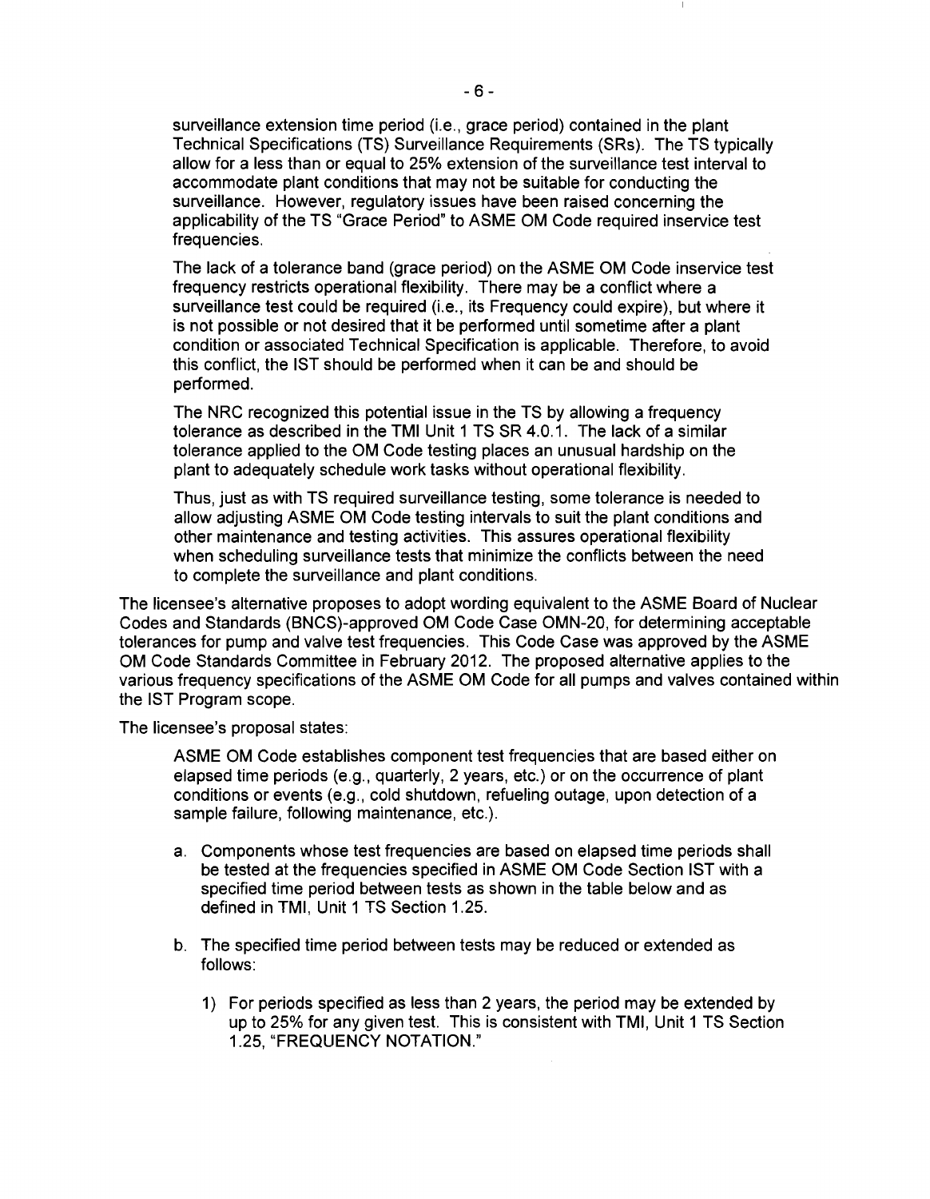surveillance extension time period (i.e., grace period) contained in the plant Technical Specifications (TS) Surveillance Requirements (SRs). The TS typically allow for a less than or equal to 25% extension of the surveillance test interval to accommodate plant conditions that may not be suitable for conducting the surveillance. However, regulatory issues have been raised concerning the applicability of the TS "Grace Period" to ASME OM Code required inservice test frequencies.

> The lack of a tolerance band (grace period) on the ASME OM Code inservice test frequency restricts operational flexibility. There may be a conflict where a surveillance test could be required (i.e., its Frequency could expire), but where it is not possible or not desired that it be performed until sometime after a plant condition or associated Technical Specification is applicable. Therefore, to avoid this conflict, the IST should be performed when it can be and should be performed.
>
> The NRC recognized this potential issue in the TS by allowing a frequency tolerance as described in the TMI Unit 1 TS SR 4.0.1. The lack of a similar tolerance applied to the OM Code testing places an unusual hardship on the plant to adequately schedule work tasks without operational flexibility.
>
> Thus, just as with TS required surveillance testing, some tolerance is needed to allow adjusting ASME OM Code testing intervals to suit the plant conditions and other maintenance and testing activities. This assures operational flexibility when scheduling surveillance tests that minimize the conflicts between the need to complete the surveillance and plant conditions.

The licensee's alternative proposes to adopt wording equivalent to the ASME Board of Nuclear Codes and Standards (BNCS)-approved OM Code Case OMN-20, for determining acceptable tolerances for pump and valve test frequencies. This Code Case was approved by the ASME OM Code Standards Committee in February 2012. The proposed alternative applies to the various frequency specifications of the ASME OM Code for all pumps and valves contained within the IST Program scope.

The licensee's proposal states:

> ASME OM Code establishes component test frequencies that are based either on elapsed time periods (e.g., quarterly, 2 years, etc.) or on the occurrence of plant conditions or events (e.g., cold shutdown, refueling outage, upon detection of a sample failure, following maintenance, etc.).
>
> a. Components whose test frequencies are based on elapsed time periods shall be tested at the frequencies specified in ASME OM Code Section IST with a specified time period between tests as shown in the table below and as defined in TMI, Unit 1 TS Section 1.25.
>
> b. The specified time period between tests may be reduced or extended as follows:
>
>    1) For periods specified as less than 2 years, the period may be extended by up to 25% for any given test. This is consistent with TMI, Unit 1 TS Section 1.25, "FREQUENCY NOTATION."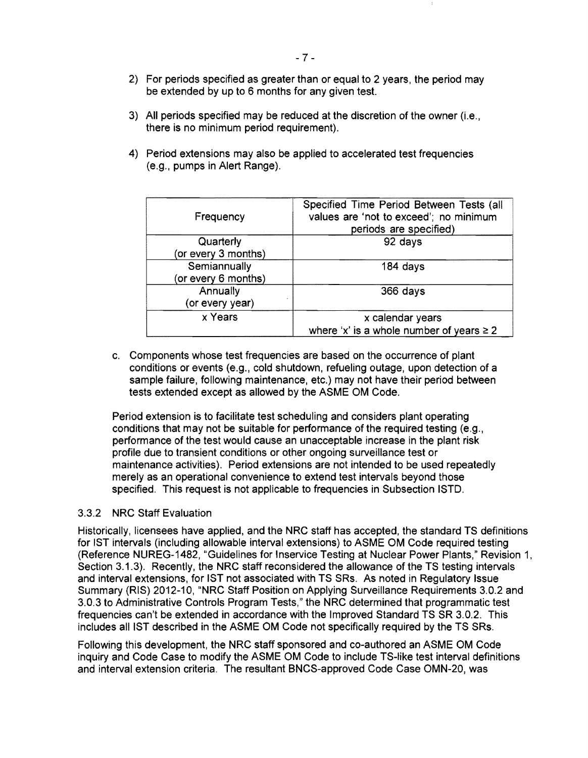2) For periods specified as greater than or equal to 2 years, the period may be extended by up to 6 months for any given test.

3) All periods specified may be reduced at the discretion of the owner (i.e., there is no minimum period requirement).

4) Period extensions may also be applied to accelerated test frequencies (e.g., pumps in Alert Range).

| Frequency | Specified Time Period Between Tests (all values are 'not to exceed'; no minimum periods are specified) |
|---|---|
| Quarterly (or every 3 months) | 92 days |
| Semiannually (or every 6 months) | 184 days |
| Annually (or every year) | 366 days |
| x Years | x calendar years where 'x' is a whole number of years ≥ 2 |

c. Components whose test frequencies are based on the occurrence of plant conditions or events (e.g., cold shutdown, refueling outage, upon detection of a sample failure, following maintenance, etc.) may not have their period between tests extended except as allowed by the ASME OM Code.

Period extension is to facilitate test scheduling and considers plant operating conditions that may not be suitable for performance of the required testing (e.g., performance of the test would cause an unacceptable increase in the plant risk profile due to transient conditions or other ongoing surveillance test or maintenance activities). Period extensions are not intended to be used repeatedly merely as an operational convenience to extend test intervals beyond those specified. This request is not applicable to frequencies in Subsection ISTD.

### 3.3.2 NRC Staff Evaluation

Historically, licensees have applied, and the NRC staff has accepted, the standard TS definitions for IST intervals (including allowable interval extensions) to ASME OM Code required testing (Reference NUREG-1482, "Guidelines for Inservice Testing at Nuclear Power Plants," Revision 1, Section 3.1.3). Recently, the NRC staff reconsidered the allowance of the TS testing intervals and interval extensions, for IST not associated with TS SRs. As noted in Regulatory Issue Summary (RIS) 2012-10, "NRC Staff Position on Applying Surveillance Requirements 3.0.2 and 3.0.3 to Administrative Controls Program Tests," the NRC determined that programmatic test frequencies can't be extended in accordance with the Improved Standard TS SR 3.0.2. This includes all IST described in the ASME OM Code not specifically required by the TS SRs.

Following this development, the NRC staff sponsored and co-authored an ASME OM Code inquiry and Code Case to modify the ASME OM Code to include TS-like test interval definitions and interval extension criteria. The resultant BNCS-approved Code Case OMN-20, was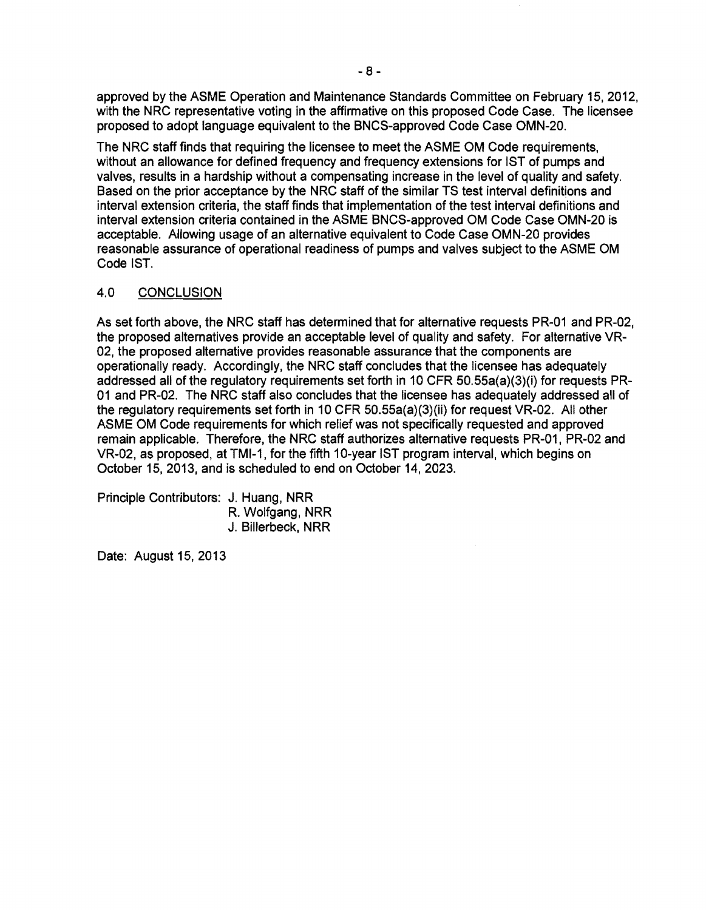approved by the ASME Operation and Maintenance Standards Committee on February 15, 2012, with the NRC representative voting in the affirmative on this proposed Code Case. The licensee proposed to adopt language equivalent to the BNCS-approved Code Case OMN-20.

The NRC staff finds that requiring the licensee to meet the ASME OM Code requirements, without an allowance for defined frequency and frequency extensions for IST of pumps and valves, results in a hardship without a compensating increase in the level of quality and safety. Based on the prior acceptance by the NRC staff of the similar TS test interval definitions and interval extension criteria, the staff finds that implementation of the test interval definitions and interval extension criteria contained in the ASME BNCS-approved OM Code Case OMN-20 is acceptable. Allowing usage of an alternative equivalent to Code Case OMN-20 provides reasonable assurance of operational readiness of pumps and valves subject to the ASME OM Code IST.

## 4.0 CONCLUSION

As set forth above, the NRC staff has determined that for alternative requests PR-01 and PR-02, the proposed alternatives provide an acceptable level of quality and safety. For alternative VR-02, the proposed alternative provides reasonable assurance that the components are operationally ready. Accordingly, the NRC staff concludes that the licensee has adequately addressed all of the regulatory requirements set forth in 10 CFR 50.55a(a)(3)(i) for requests PR-01 and PR-02. The NRC staff also concludes that the licensee has adequately addressed all of the regulatory requirements set forth in 10 CFR 50.55a(a)(3)(ii) for request VR-02. All other ASME OM Code requirements for which relief was not specifically requested and approved remain applicable. Therefore, the NRC staff authorizes alternative requests PR-01, PR-02 and VR-02, as proposed, at TMI-1, for the fifth 10-year IST program interval, which begins on October 15, 2013, and is scheduled to end on October 14, 2023.

Principle Contributors: J. Huang, NRR
R. Wolfgang, NRR
J. Billerbeck, NRR

Date: August 15, 2013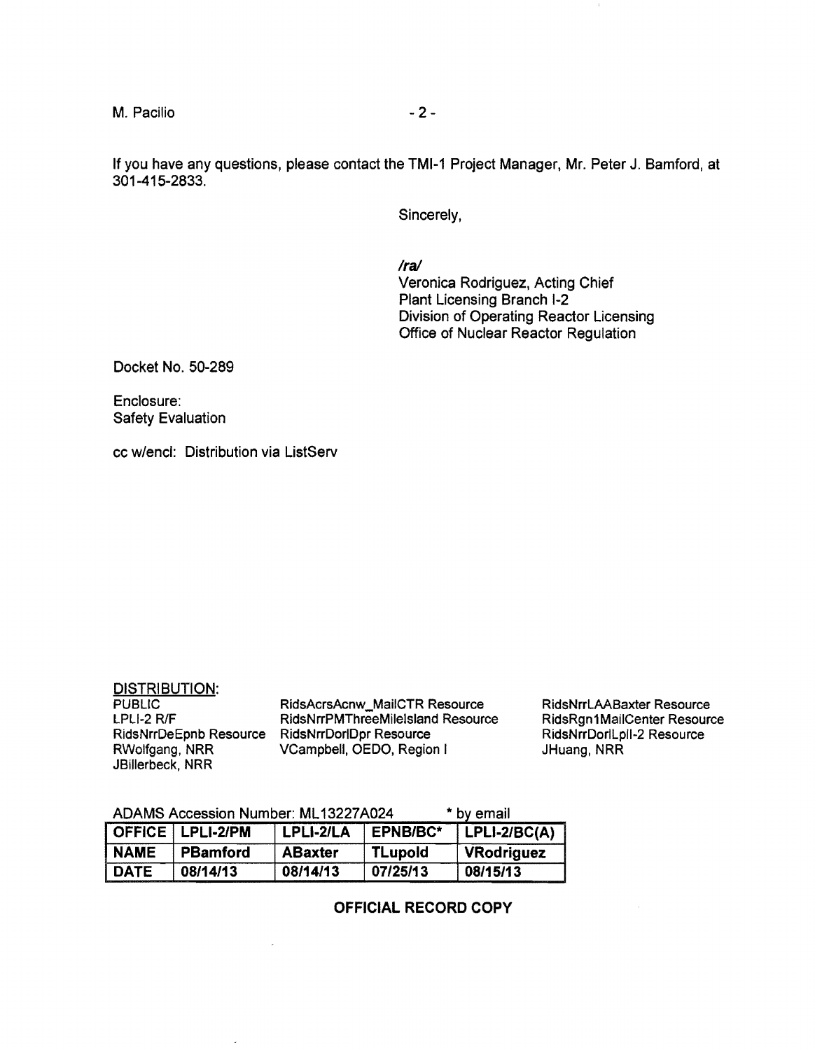If you have any questions, please contact the TMI-1 Project Manager, Mr. Peter J. Bamford, at 301-415-2833.

Sincerely,

*/ra/*

Veronica Rodriguez, Acting Chief
Plant Licensing Branch I-2
Division of Operating Reactor Licensing
Office of Nuclear Reactor Regulation

Docket No. 50-289

Enclosure:
Safety Evaluation

cc w/encl: Distribution via ListServ

DISTRIBUTION:
PUBLIC
LPLI-2 R/F
RidsNrrDeEpnb Resource
RWolfgang, NRR
JBillerbeck, NRR
RidsAcrsAcnw_MailCTR Resource
RidsNrrPMThreeMileIsland Resource
RidsNrrDorlDpr Resource
VCampbell, OEDO, Region I
RidsNrrLAABaxter Resource
RidsRgn1MailCenter Resource
RidsNrrDorlLpl1-2 Resource
JHuang, NRR

ADAMS Accession Number: ML13227A024 * by email

| OFFICE | LPLI-2/PM | LPLI-2/LA | EPNB/BC* | LPLI-2/BC(A) |
|---|---|---|---|---|
| NAME | PBamford | ABaxter | TLupold | VRodriguez |
| DATE | 08/14/13 | 08/14/13 | 07/25/13 | 08/15/13 |

**OFFICIAL RECORD COPY**